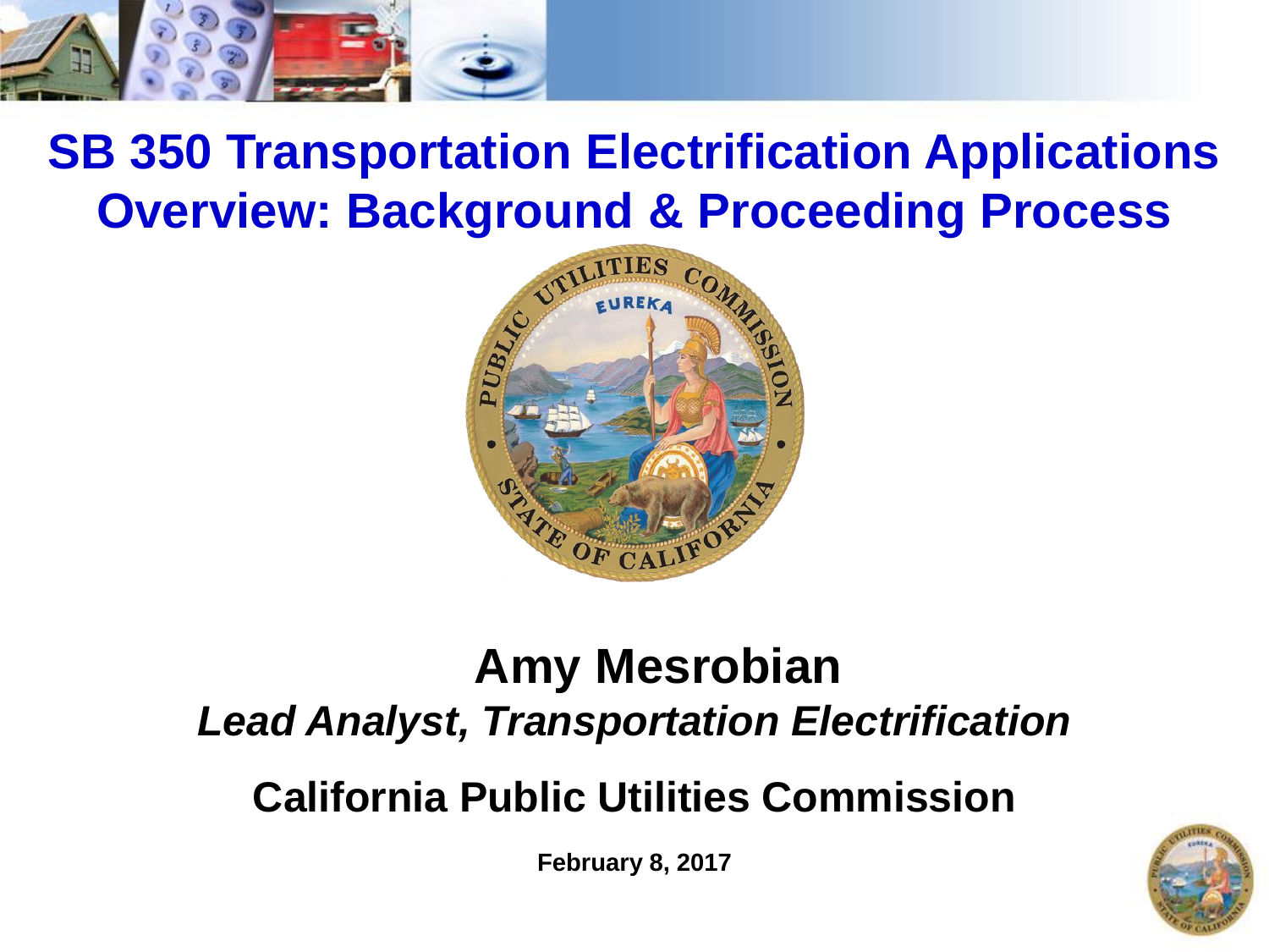# SB 350 Transportation Electrification Applications Overview: Background & Proceeding Process

**Amy Mesrobian**

***Lead Analyst, Transportation Electrification***

**California Public Utilities Commission**

**February 8, 2017**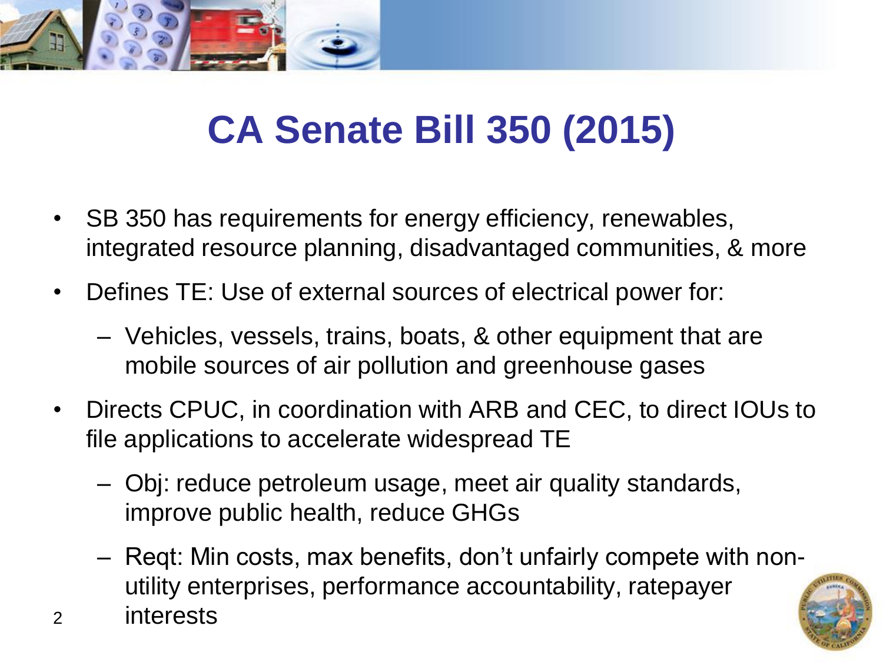# CA Senate Bill 350 (2015)

- SB 350 has requirements for energy efficiency, renewables, integrated resource planning, disadvantaged communities, & more
- Defines TE: Use of external sources of electrical power for:
  - Vehicles, vessels, trains, boats, & other equipment that are mobile sources of air pollution and greenhouse gases
- Directs CPUC, in coordination with ARB and CEC, to direct IOUs to file applications to accelerate widespread TE
  - Obj: reduce petroleum usage, meet air quality standards, improve public health, reduce GHGs
  - Reqt: Min costs, max benefits, don't unfairly compete with non-utility enterprises, performance accountability, ratepayer interests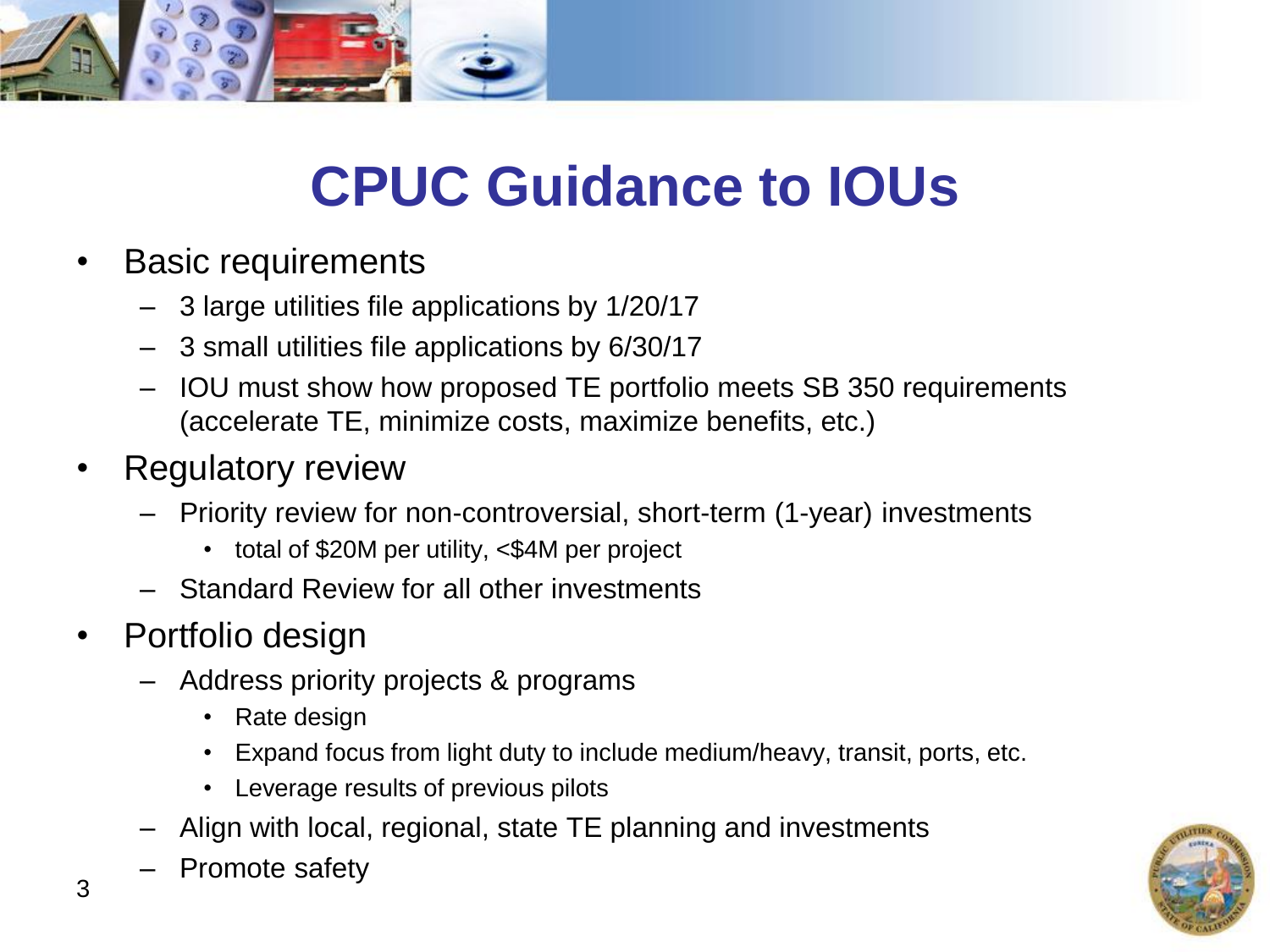# CPUC Guidance to IOUs

- Basic requirements
  - 3 large utilities file applications by 1/20/17
  - 3 small utilities file applications by 6/30/17
  - IOU must show how proposed TE portfolio meets SB 350 requirements (accelerate TE, minimize costs, maximize benefits, etc.)
- Regulatory review
  - Priority review for non-controversial, short-term (1-year) investments
    - total of $20M per utility, <$4M per project
  - Standard Review for all other investments
- Portfolio design
  - Address priority projects & programs
    - Rate design
    - Expand focus from light duty to include medium/heavy, transit, ports, etc.
    - Leverage results of previous pilots
  - Align with local, regional, state TE planning and investments
  - Promote safety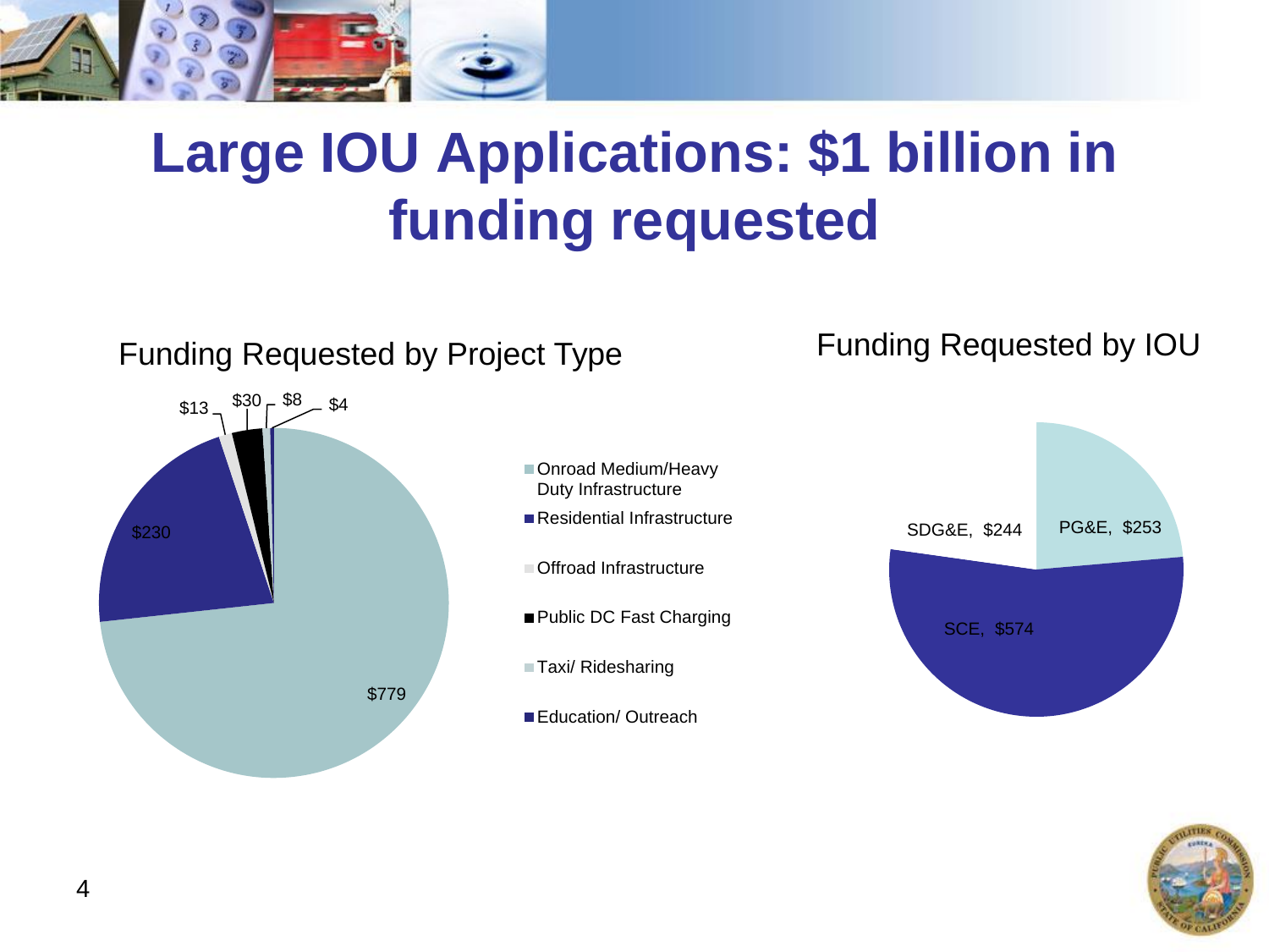# Large IOU Applications: $1 billion in funding requested

## Funding Requested by Project Type

| Project Type | Funding Requested |
| --- | --- |
| Onroad Medium/Heavy Duty Infrastructure | $779 |
| Residential Infrastructure | $230 |
| Offroad Infrastructure | $13 |
| Public DC Fast Charging | $30 |
| Taxi/ Ridesharing | $8 |
| Education/ Outreach | $4 |

## Funding Requested by IOU

| IOU | Funding Requested |
| --- | --- |
| PG&E | $253 |
| SCE | $574 |
| SDG&E | $244 |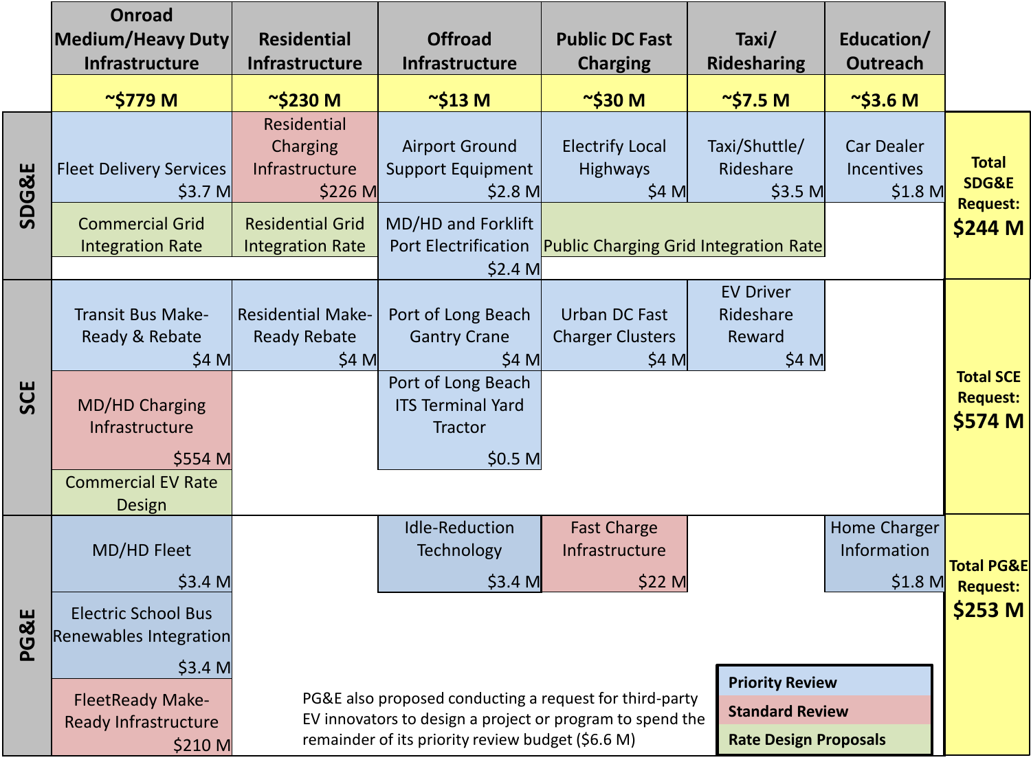| | Onroad Medium/Heavy Duty Infrastructure | Residential Infrastructure | Offroad Infrastructure | Public DC Fast Charging | Taxi/ Ridesharing | Education/ Outreach | |
|---|---|---|---|---|---|---|---|
| | ~$779 M | ~$230 M | ~$13 M | ~$30 M | ~$7.5 M | ~$3.6 M | |
| **SDG&E** | Fleet Delivery Services $3.7 M | Residential Charging Infrastructure $226 M | Airport Ground Support Equipment $2.8 M | Electrify Local Highways $4 M | Taxi/Shuttle/ Rideshare $3.5 M | Car Dealer Incentives $1.8 M | **Total SDG&E Request: $244 M** |
| | Commercial Grid Integration Rate | Residential Grid Integration Rate | MD/HD and Forklift Port Electrification $2.4 M | Public Charging Grid Integration Rate | | | |
| **SCE** | Transit Bus Make-Ready & Rebate $4 M | Residential Make-Ready Rebate $4 M | Port of Long Beach Gantry Crane $4 M | Urban DC Fast Charger Clusters $4 M | EV Driver Rideshare Reward $4 M | | **Total SCE Request: $574 M** |
| | MD/HD Charging Infrastructure $554 M | | Port of Long Beach ITS Terminal Yard Tractor $0.5 M | | | | |
| | Commercial EV Rate Design | | | | | | |
| **PG&E** | MD/HD Fleet $3.4 M | | Idle-Reduction Technology $3.4 M | Fast Charge Infrastructure $22 M | | Home Charger Information $1.8 M | **Total PG&E Request: $253 M** |
| | Electric School Bus Renewables Integration $3.4 M | | | | | | |
| | FleetReady Make-Ready Infrastructure $210 M | | | | | | |

PG&E also proposed conducting a request for third-party EV innovators to design a project or program to spend the remainder of its priority review budget ($6.6 M)

Legend:
- **Priority Review**: Fleet Delivery Services; Airport Ground Support Equipment; MD/HD and Forklift Port Electrification; Electrify Local Highways; Taxi/Shuttle/Rideshare; Car Dealer Incentives; Transit Bus Make-Ready & Rebate; Residential Make-Ready Rebate; Port of Long Beach Gantry Crane; Port of Long Beach ITS Terminal Yard Tractor; Urban DC Fast Charger Clusters; EV Driver Rideshare Reward; MD/HD Fleet; Electric School Bus Renewables Integration; Idle-Reduction Technology; Home Charger Information
- **Standard Review**: Residential Charging Infrastructure; MD/HD Charging Infrastructure; Fast Charge Infrastructure; FleetReady Make-Ready Infrastructure
- **Rate Design Proposals**: Commercial Grid Integration Rate; Residential Grid Integration Rate; Public Charging Grid Integration Rate; Commercial EV Rate Design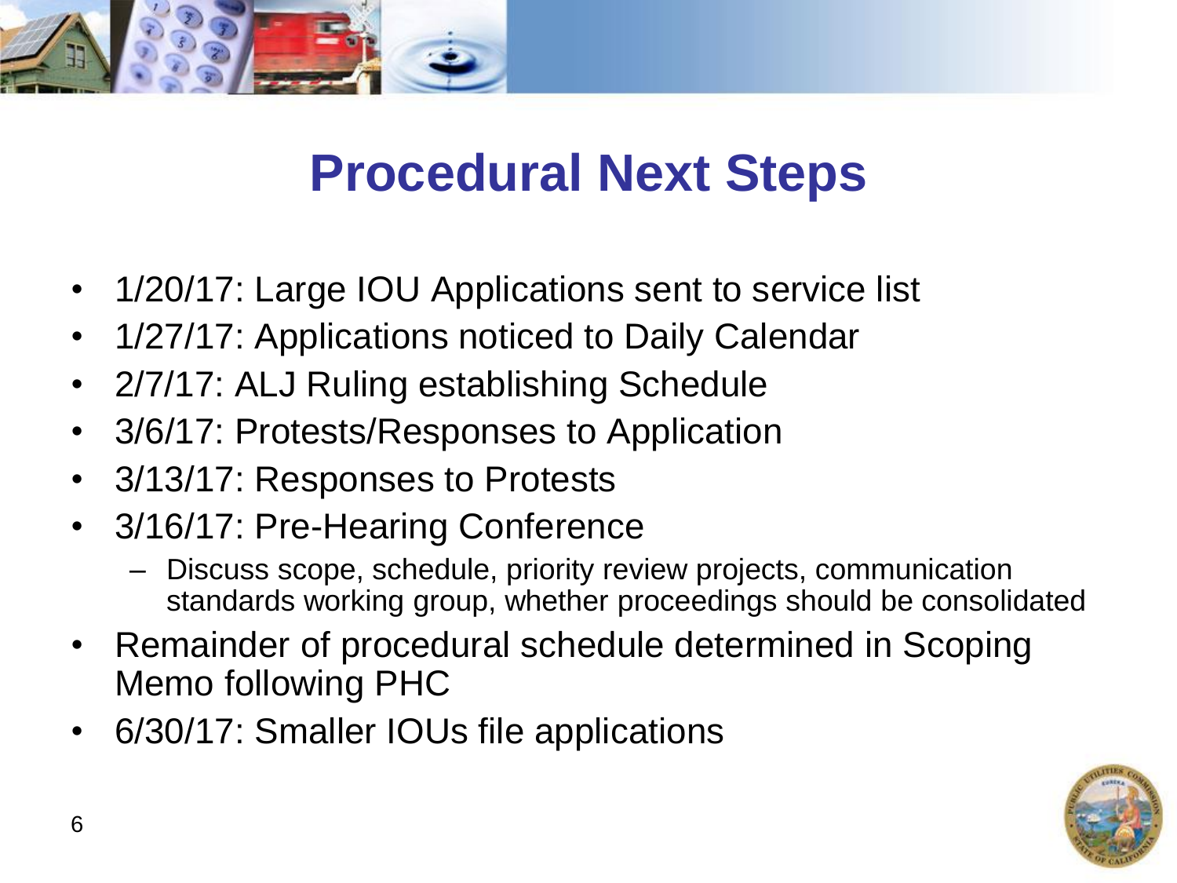# Procedural Next Steps

- 1/20/17: Large IOU Applications sent to service list
- 1/27/17: Applications noticed to Daily Calendar
- 2/7/17: ALJ Ruling establishing Schedule
- 3/6/17: Protests/Responses to Application
- 3/13/17: Responses to Protests
- 3/16/17: Pre-Hearing Conference
  - Discuss scope, schedule, priority review projects, communication standards working group, whether proceedings should be consolidated
- Remainder of procedural schedule determined in Scoping Memo following PHC
- 6/30/17: Smaller IOUs file applications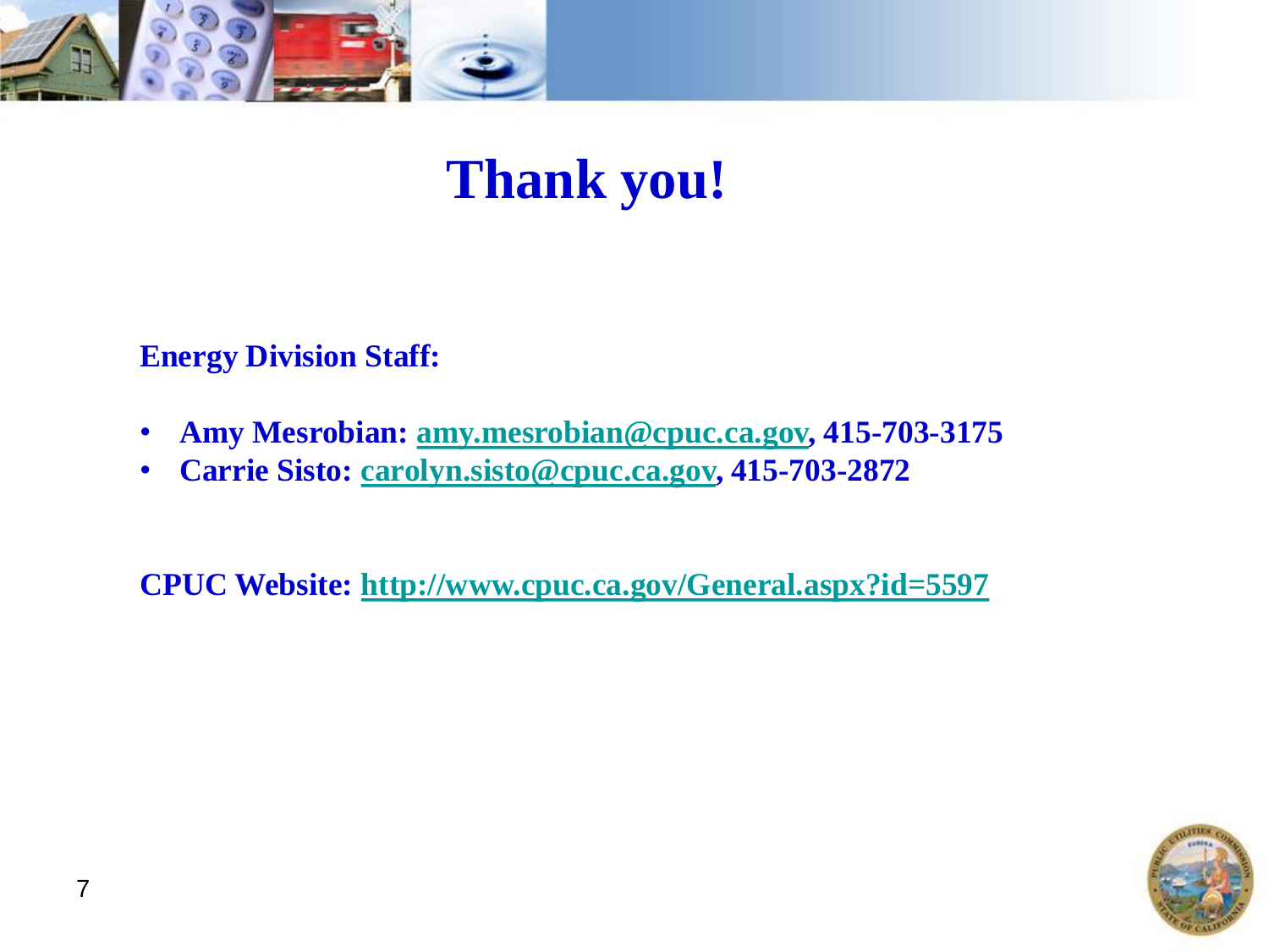# Thank you!

**Energy Division Staff:**

- **Amy Mesrobian: amy.mesrobian@cpuc.ca.gov, 415-703-3175**
- **Carrie Sisto: carolyn.sisto@cpuc.ca.gov, 415-703-2872**

**CPUC Website: http://www.cpuc.ca.gov/General.aspx?id=5597**